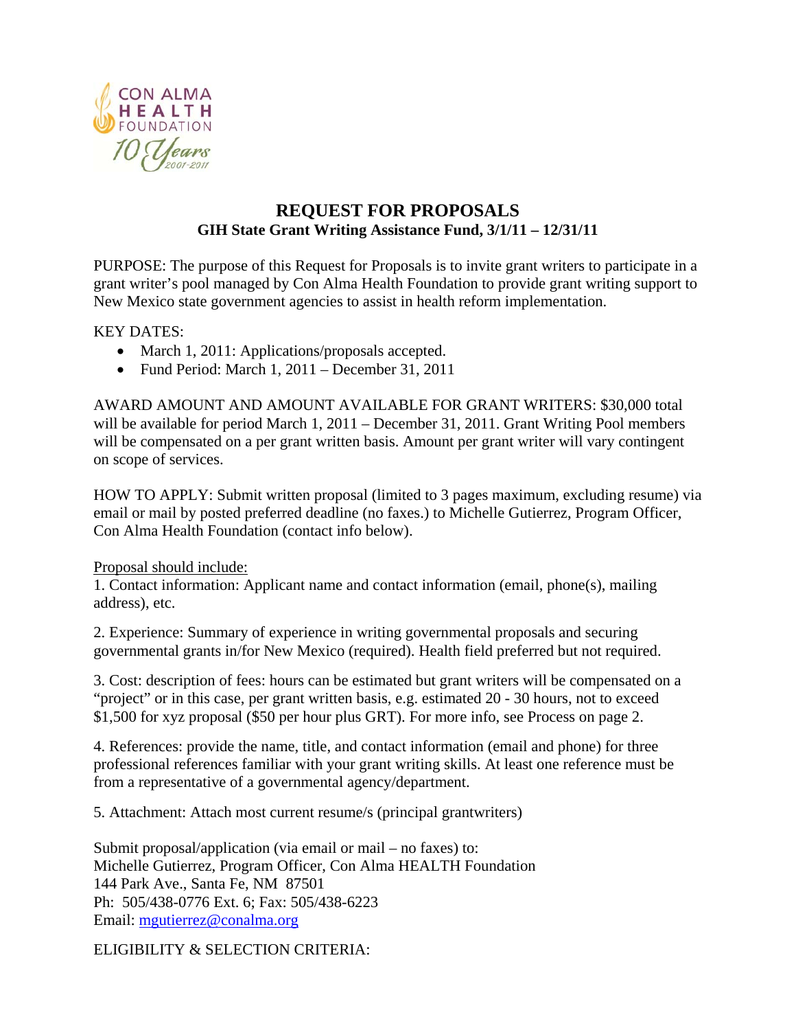# REQUEST FOR PROPOSALS

## GIH State Grant Writing Assistance Fund, 3/1/11 – 12/31/11

PURPOSE: The purpose of this Request for Proposals is to invite grant writers to participate in a grant writer's pool managed by Con Alma Health Foundation to provide grant writing support to New Mexico state government agencies to assist in health reform implementation.

KEY DATES:

- March 1, 2011: Applications/proposals accepted.
- Fund Period: March 1, 2011 – December 31, 2011

AWARD AMOUNT AND AMOUNT AVAILABLE FOR GRANT WRITERS: $30,000 total will be available for period March 1, 2011 – December 31, 2011. Grant Writing Pool members will be compensated on a per grant written basis. Amount per grant writer will vary contingent on scope of services.

HOW TO APPLY: Submit written proposal (limited to 3 pages maximum, excluding resume) via email or mail by posted preferred deadline (no faxes.) to Michelle Gutierrez, Program Officer, Con Alma Health Foundation (contact info below).

Proposal should include:

1. Contact information: Applicant name and contact information (email, phone(s), mailing address), etc.

2. Experience: Summary of experience in writing governmental proposals and securing governmental grants in/for New Mexico (required). Health field preferred but not required.

3. Cost: description of fees: hours can be estimated but grant writers will be compensated on a "project" or in this case, per grant written basis, e.g. estimated 20 - 30 hours, not to exceed $1,500 for xyz proposal ($50 per hour plus GRT). For more info, see Process on page 2.

4. References: provide the name, title, and contact information (email and phone) for three professional references familiar with your grant writing skills. At least one reference must be from a representative of a governmental agency/department.

5. Attachment: Attach most current resume/s (principal grantwriters)

Submit proposal/application (via email or mail – no faxes) to:
Michelle Gutierrez, Program Officer, Con Alma HEALTH Foundation
144 Park Ave., Santa Fe, NM 87501
Ph: 505/438-0776 Ext. 6; Fax: 505/438-6223
Email: mgutierrez@conalma.org

ELIGIBILITY & SELECTION CRITERIA: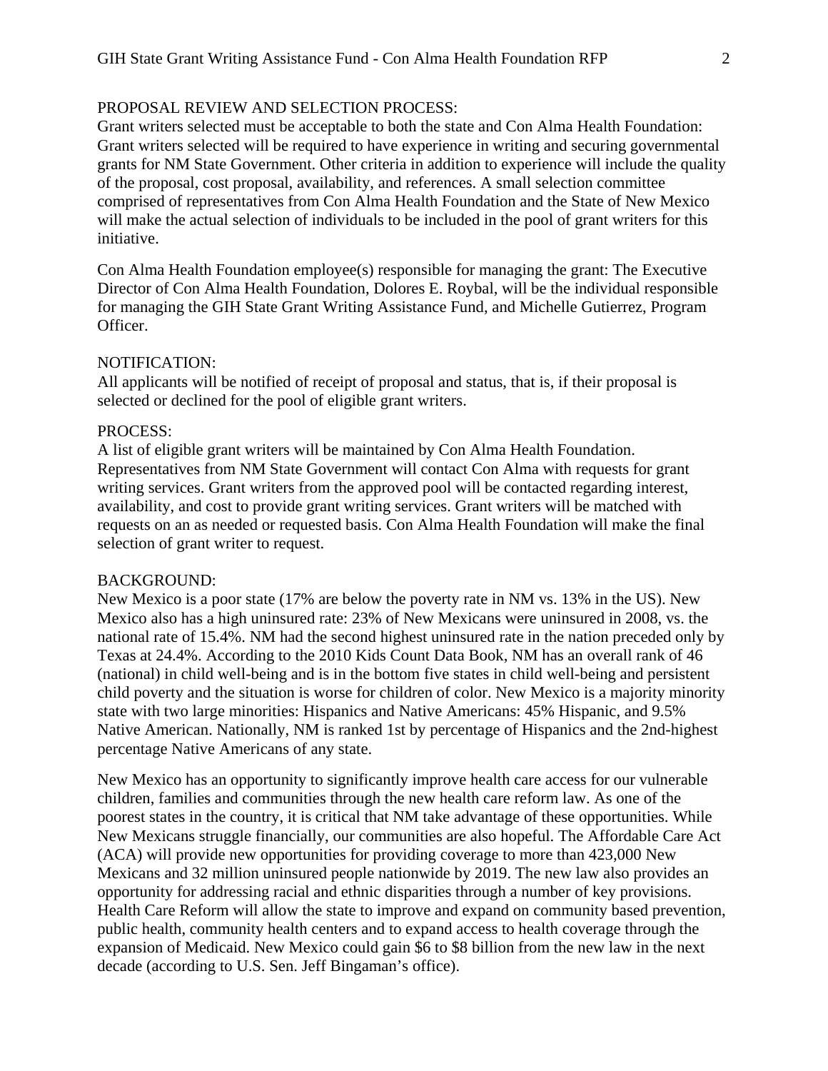PROPOSAL REVIEW AND SELECTION PROCESS:
Grant writers selected must be acceptable to both the state and Con Alma Health Foundation: Grant writers selected will be required to have experience in writing and securing governmental grants for NM State Government. Other criteria in addition to experience will include the quality of the proposal, cost proposal, availability, and references. A small selection committee comprised of representatives from Con Alma Health Foundation and the State of New Mexico will make the actual selection of individuals to be included in the pool of grant writers for this initiative.

Con Alma Health Foundation employee(s) responsible for managing the grant: The Executive Director of Con Alma Health Foundation, Dolores E. Roybal, will be the individual responsible for managing the GIH State Grant Writing Assistance Fund, and Michelle Gutierrez, Program Officer.

NOTIFICATION:
All applicants will be notified of receipt of proposal and status, that is, if their proposal is selected or declined for the pool of eligible grant writers.

PROCESS:
A list of eligible grant writers will be maintained by Con Alma Health Foundation. Representatives from NM State Government will contact Con Alma with requests for grant writing services. Grant writers from the approved pool will be contacted regarding interest, availability, and cost to provide grant writing services. Grant writers will be matched with requests on an as needed or requested basis. Con Alma Health Foundation will make the final selection of grant writer to request.

BACKGROUND:
New Mexico is a poor state (17% are below the poverty rate in NM vs. 13% in the US). New Mexico also has a high uninsured rate: 23% of New Mexicans were uninsured in 2008, vs. the national rate of 15.4%. NM had the second highest uninsured rate in the nation preceded only by Texas at 24.4%. According to the 2010 Kids Count Data Book, NM has an overall rank of 46 (national) in child well-being and is in the bottom five states in child well-being and persistent child poverty and the situation is worse for children of color. New Mexico is a majority minority state with two large minorities: Hispanics and Native Americans: 45% Hispanic, and 9.5% Native American. Nationally, NM is ranked 1st by percentage of Hispanics and the 2nd-highest percentage Native Americans of any state.

New Mexico has an opportunity to significantly improve health care access for our vulnerable children, families and communities through the new health care reform law. As one of the poorest states in the country, it is critical that NM take advantage of these opportunities. While New Mexicans struggle financially, our communities are also hopeful. The Affordable Care Act (ACA) will provide new opportunities for providing coverage to more than 423,000 New Mexicans and 32 million uninsured people nationwide by 2019. The new law also provides an opportunity for addressing racial and ethnic disparities through a number of key provisions. Health Care Reform will allow the state to improve and expand on community based prevention, public health, community health centers and to expand access to health coverage through the expansion of Medicaid. New Mexico could gain \$6 to \$8 billion from the new law in the next decade (according to U.S. Sen. Jeff Bingaman's office).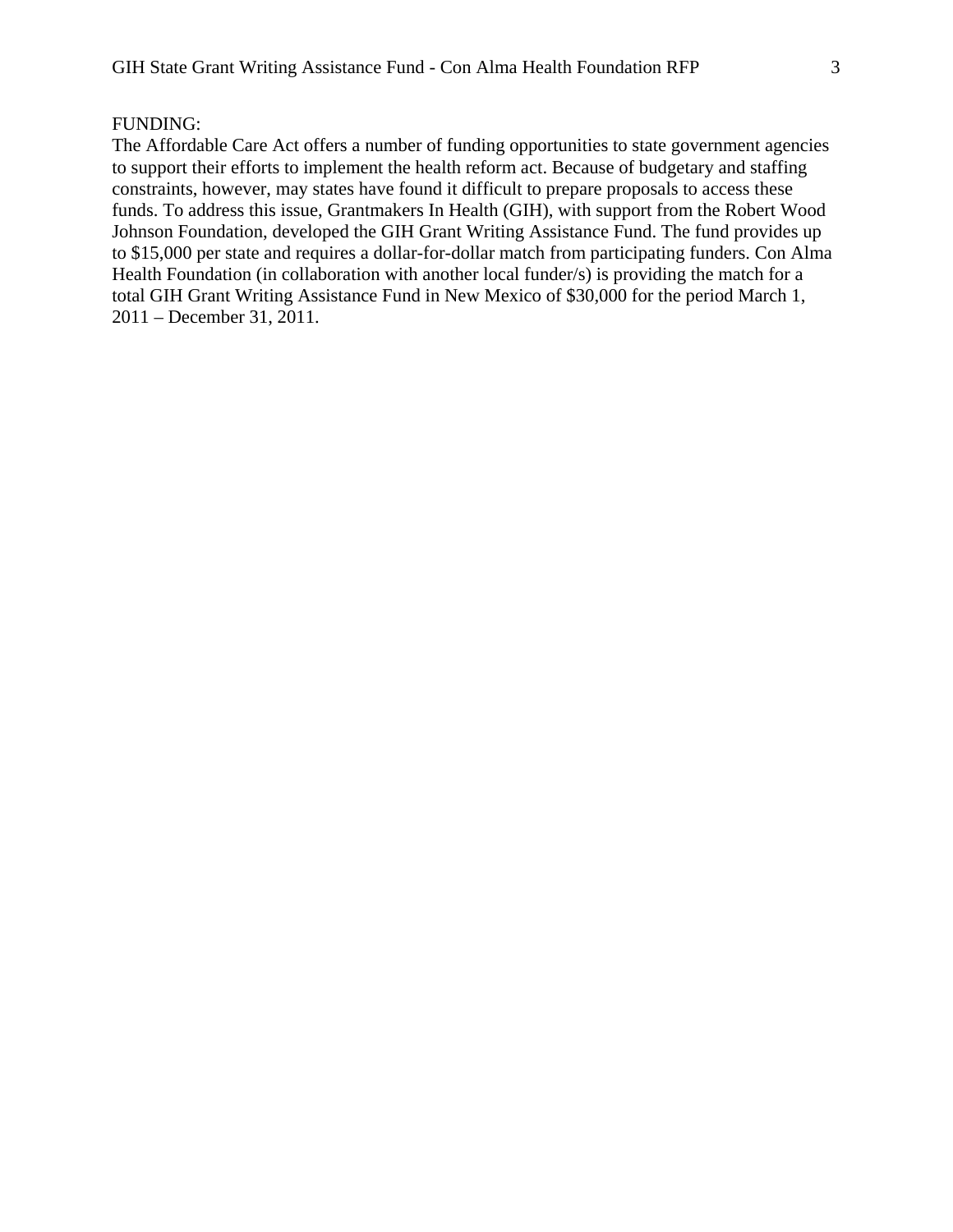FUNDING:

The Affordable Care Act offers a number of funding opportunities to state government agencies to support their efforts to implement the health reform act. Because of budgetary and staffing constraints, however, may states have found it difficult to prepare proposals to access these funds. To address this issue, Grantmakers In Health (GIH), with support from the Robert Wood Johnson Foundation, developed the GIH Grant Writing Assistance Fund. The fund provides up to $15,000 per state and requires a dollar-for-dollar match from participating funders. Con Alma Health Foundation (in collaboration with another local funder/s) is providing the match for a total GIH Grant Writing Assistance Fund in New Mexico of $30,000 for the period March 1, 2011 – December 31, 2011.